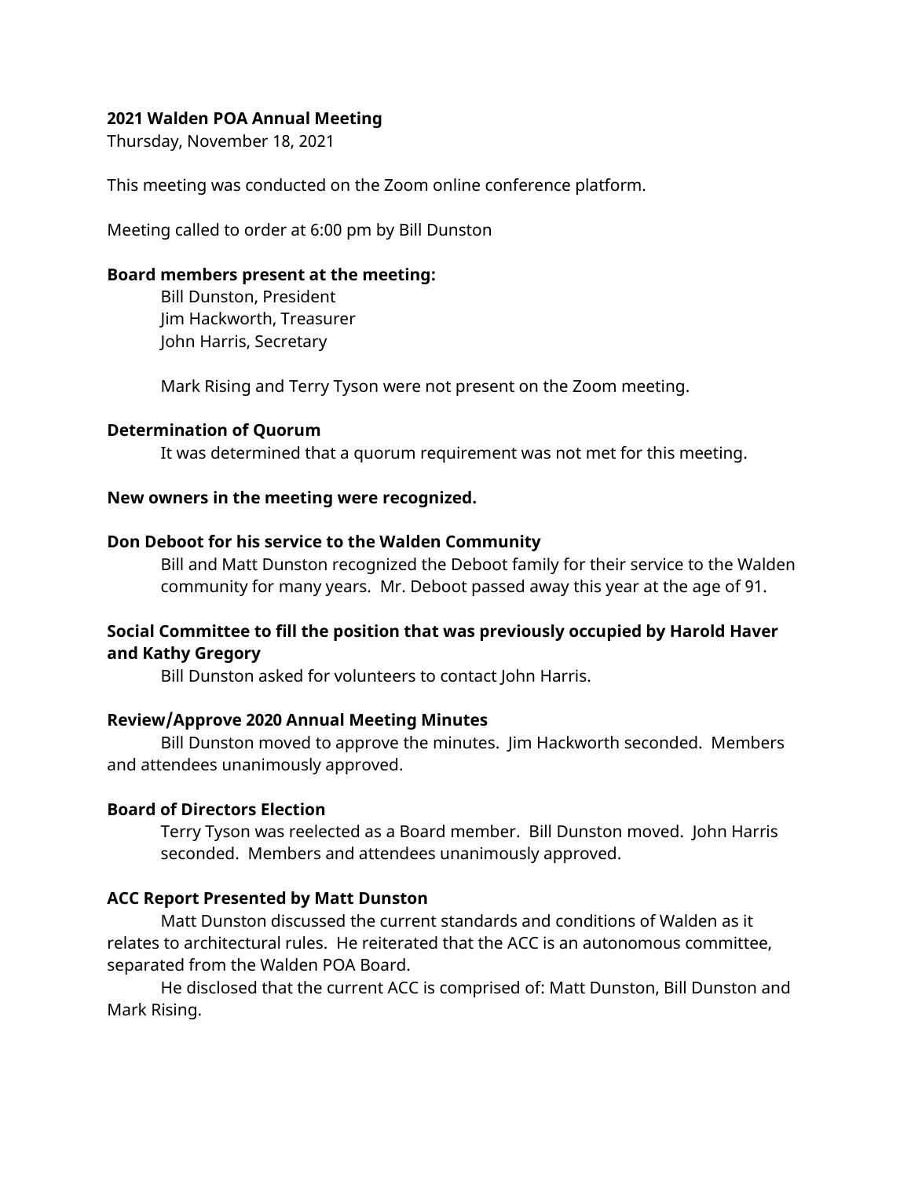**2021 Walden POA Annual Meeting**
Thursday, November 18, 2021

This meeting was conducted on the Zoom online conference platform.

Meeting called to order at 6:00 pm by Bill Dunston

**Board members present at the meeting:**

Bill Dunston, President
Jim Hackworth, Treasurer
John Harris, Secretary

Mark Rising and Terry Tyson were not present on the Zoom meeting.

**Determination of Quorum**

It was determined that a quorum requirement was not met for this meeting.

**New owners in the meeting were recognized.**

**Don Deboot for his service to the Walden Community**

Bill and Matt Dunston recognized the Deboot family for their service to the Walden community for many years. Mr. Deboot passed away this year at the age of 91.

**Social Committee to fill the position that was previously occupied by Harold Haver and Kathy Gregory**

Bill Dunston asked for volunteers to contact John Harris.

**Review/Approve 2020 Annual Meeting Minutes**

Bill Dunston moved to approve the minutes. Jim Hackworth seconded. Members and attendees unanimously approved.

**Board of Directors Election**

Terry Tyson was reelected as a Board member. Bill Dunston moved. John Harris seconded. Members and attendees unanimously approved.

**ACC Report Presented by Matt Dunston**

Matt Dunston discussed the current standards and conditions of Walden as it relates to architectural rules. He reiterated that the ACC is an autonomous committee, separated from the Walden POA Board.

He disclosed that the current ACC is comprised of: Matt Dunston, Bill Dunston and Mark Rising.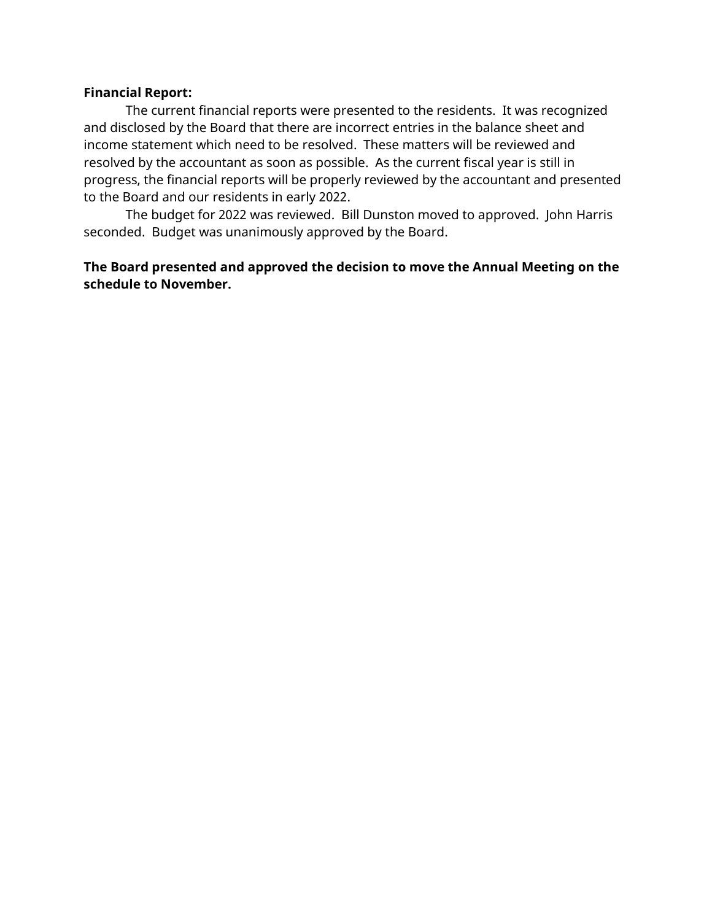**Financial Report:**

The current financial reports were presented to the residents. It was recognized and disclosed by the Board that there are incorrect entries in the balance sheet and income statement which need to be resolved. These matters will be reviewed and resolved by the accountant as soon as possible. As the current fiscal year is still in progress, the financial reports will be properly reviewed by the accountant and presented to the Board and our residents in early 2022.

The budget for 2022 was reviewed. Bill Dunston moved to approved. John Harris seconded. Budget was unanimously approved by the Board.

**The Board presented and approved the decision to move the Annual Meeting on the schedule to November.**